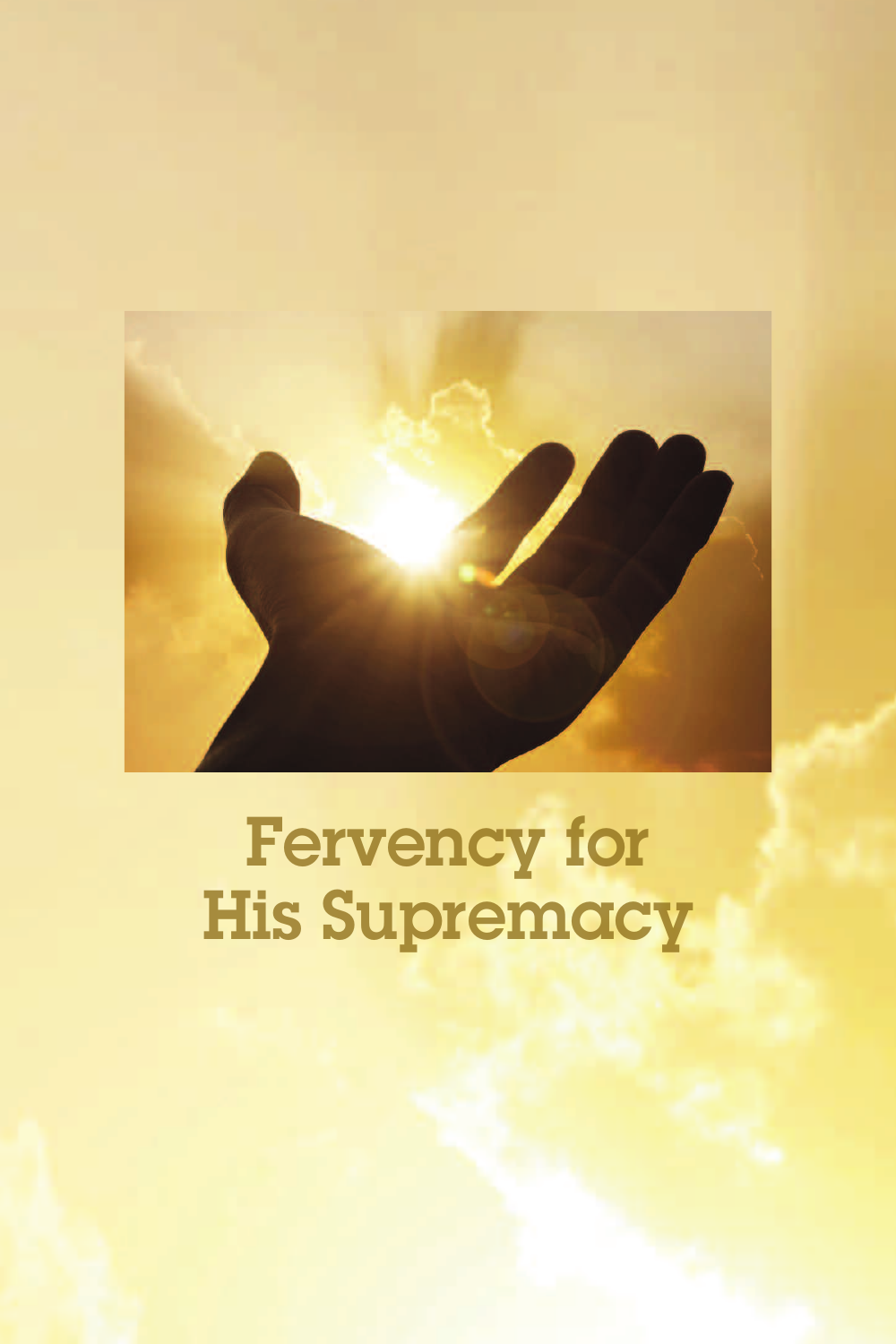# Fervency for His Supremacy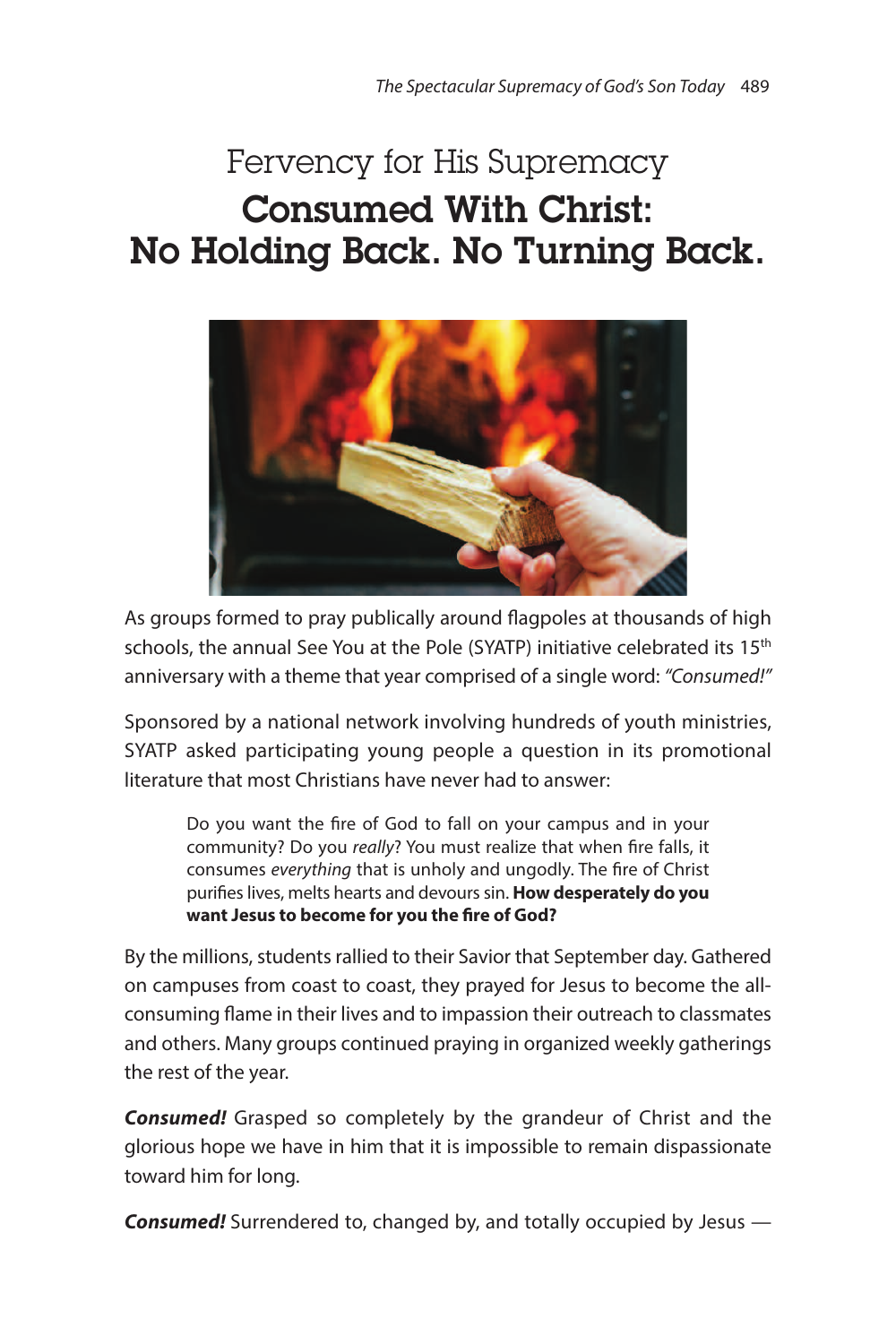# Fervency for His Supremacy

## Consumed With Christ: No Holding Back. No Turning Back.

As groups formed to pray publically around flagpoles at thousands of high schools, the annual See You at the Pole (SYATP) initiative celebrated its 15th anniversary with a theme that year comprised of a single word: *"Consumed!"*

Sponsored by a national network involving hundreds of youth ministries, SYATP asked participating young people a question in its promotional literature that most Christians have never had to answer:

> Do you want the fire of God to fall on your campus and in your community? Do you *really*? You must realize that when fire falls, it consumes *everything* that is unholy and ungodly. The fire of Christ purifies lives, melts hearts and devours sin. **How desperately do you want Jesus to become for you the fire of God?**

By the millions, students rallied to their Savior that September day. Gathered on campuses from coast to coast, they prayed for Jesus to become the all-consuming flame in their lives and to impassion their outreach to classmates and others. Many groups continued praying in organized weekly gatherings the rest of the year.

***Consumed!*** Grasped so completely by the grandeur of Christ and the glorious hope we have in him that it is impossible to remain dispassionate toward him for long.

***Consumed!*** Surrendered to, changed by, and totally occupied by Jesus —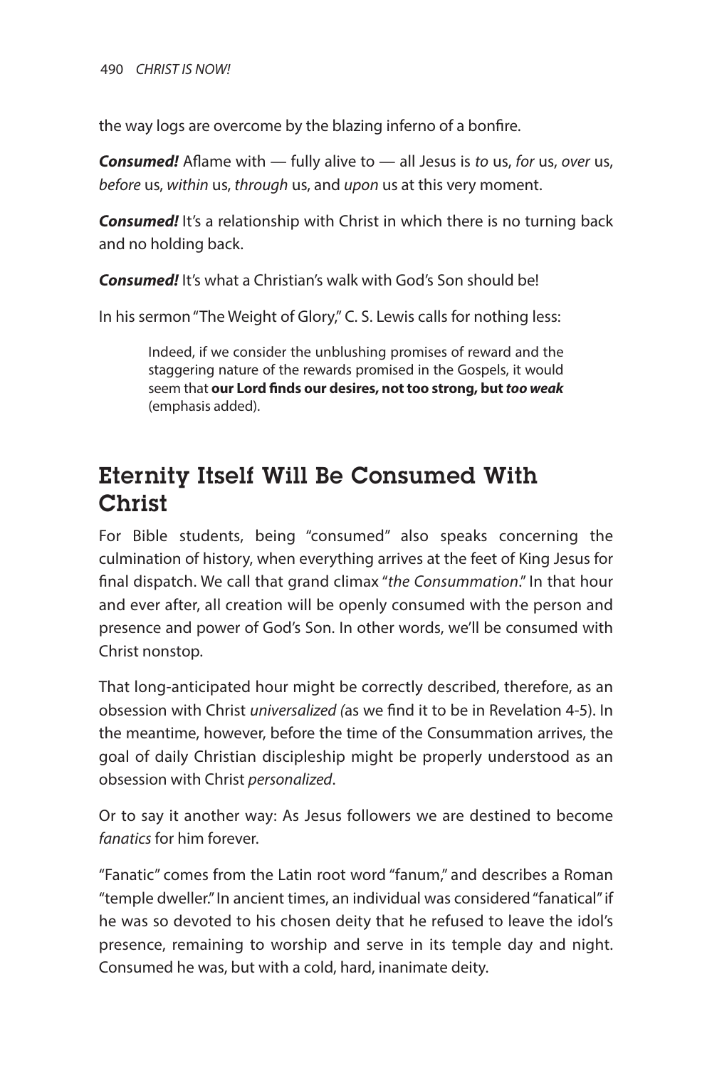the way logs are overcome by the blazing inferno of a bonfire.

***Consumed!*** Aflame with — fully alive to — all Jesus is *to* us, *for* us, *over* us, *before* us, *within* us, *through* us, and *upon* us at this very moment.

***Consumed!*** It's a relationship with Christ in which there is no turning back and no holding back.

***Consumed!*** It's what a Christian's walk with God's Son should be!

In his sermon "The Weight of Glory," C. S. Lewis calls for nothing less:

> Indeed, if we consider the unblushing promises of reward and the staggering nature of the rewards promised in the Gospels, it would seem that **our Lord finds our desires, not too strong, but *too weak*** (emphasis added).

## Eternity Itself Will Be Consumed With Christ

For Bible students, being "consumed" also speaks concerning the culmination of history, when everything arrives at the feet of King Jesus for final dispatch. We call that grand climax "*the Consummation*." In that hour and ever after, all creation will be openly consumed with the person and presence and power of God's Son. In other words, we'll be consumed with Christ nonstop.

That long-anticipated hour might be correctly described, therefore, as an obsession with Christ *universalized (*as we find it to be in Revelation 4-5). In the meantime, however, before the time of the Consummation arrives, the goal of daily Christian discipleship might be properly understood as an obsession with Christ *personalized*.

Or to say it another way: As Jesus followers we are destined to become *fanatics* for him forever.

"Fanatic" comes from the Latin root word "fanum," and describes a Roman "temple dweller." In ancient times, an individual was considered "fanatical" if he was so devoted to his chosen deity that he refused to leave the idol's presence, remaining to worship and serve in its temple day and night. Consumed he was, but with a cold, hard, inanimate deity.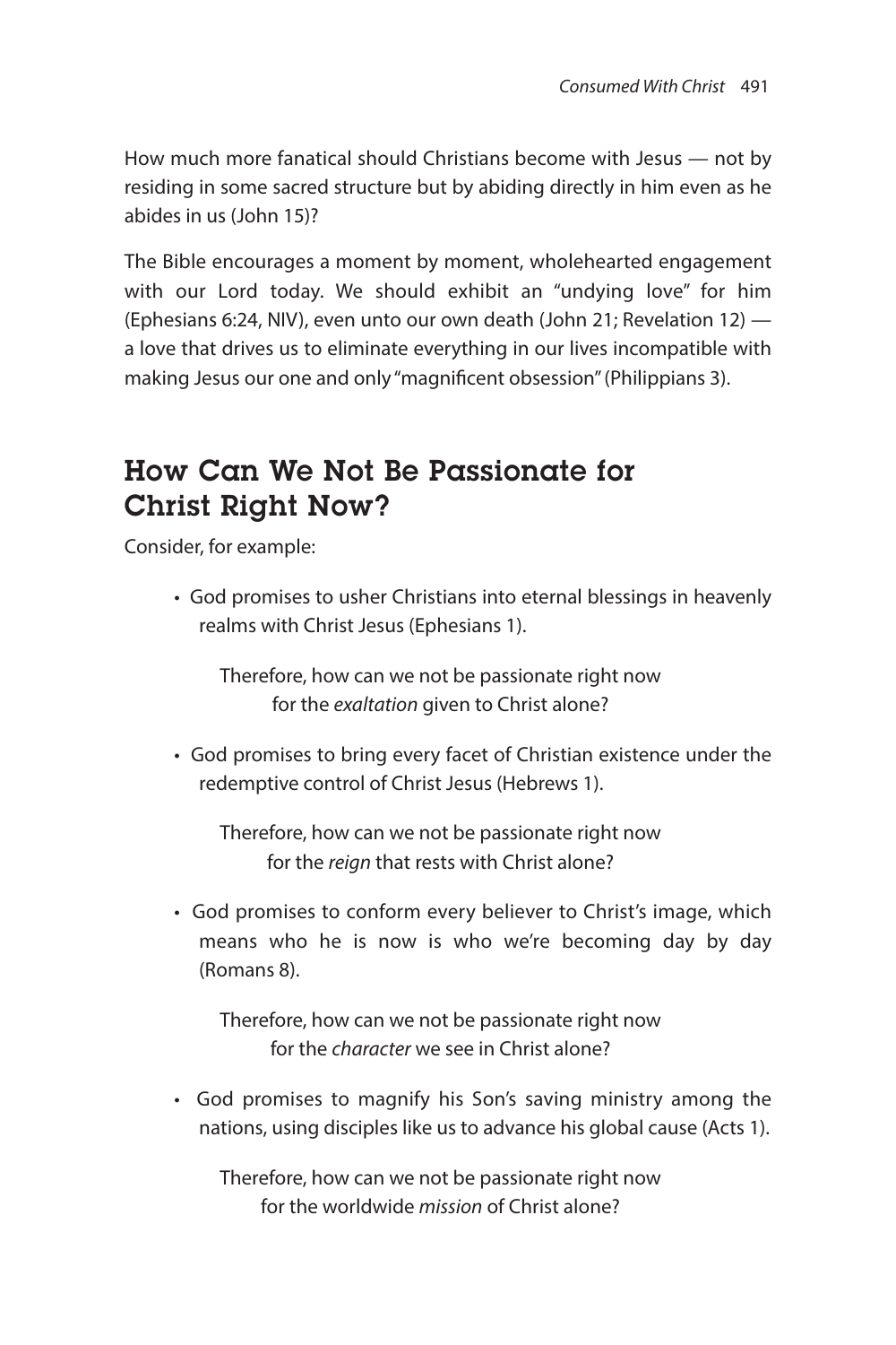How much more fanatical should Christians become with Jesus — not by residing in some sacred structure but by abiding directly in him even as he abides in us (John 15)?

The Bible encourages a moment by moment, wholehearted engagement with our Lord today. We should exhibit an "undying love" for him (Ephesians 6:24, NIV), even unto our own death (John 21; Revelation 12) — a love that drives us to eliminate everything in our lives incompatible with making Jesus our one and only "magnificent obsession" (Philippians 3).

## How Can We Not Be Passionate for Christ Right Now?

Consider, for example:

- God promises to usher Christians into eternal blessings in heavenly realms with Christ Jesus (Ephesians 1).

  Therefore, how can we not be passionate right now
  for the *exaltation* given to Christ alone?

- God promises to bring every facet of Christian existence under the redemptive control of Christ Jesus (Hebrews 1).

  Therefore, how can we not be passionate right now
  for the *reign* that rests with Christ alone?

- God promises to conform every believer to Christ's image, which means who he is now is who we're becoming day by day (Romans 8).

  Therefore, how can we not be passionate right now
  for the *character* we see in Christ alone?

- God promises to magnify his Son's saving ministry among the nations, using disciples like us to advance his global cause (Acts 1).

  Therefore, how can we not be passionate right now
  for the worldwide *mission* of Christ alone?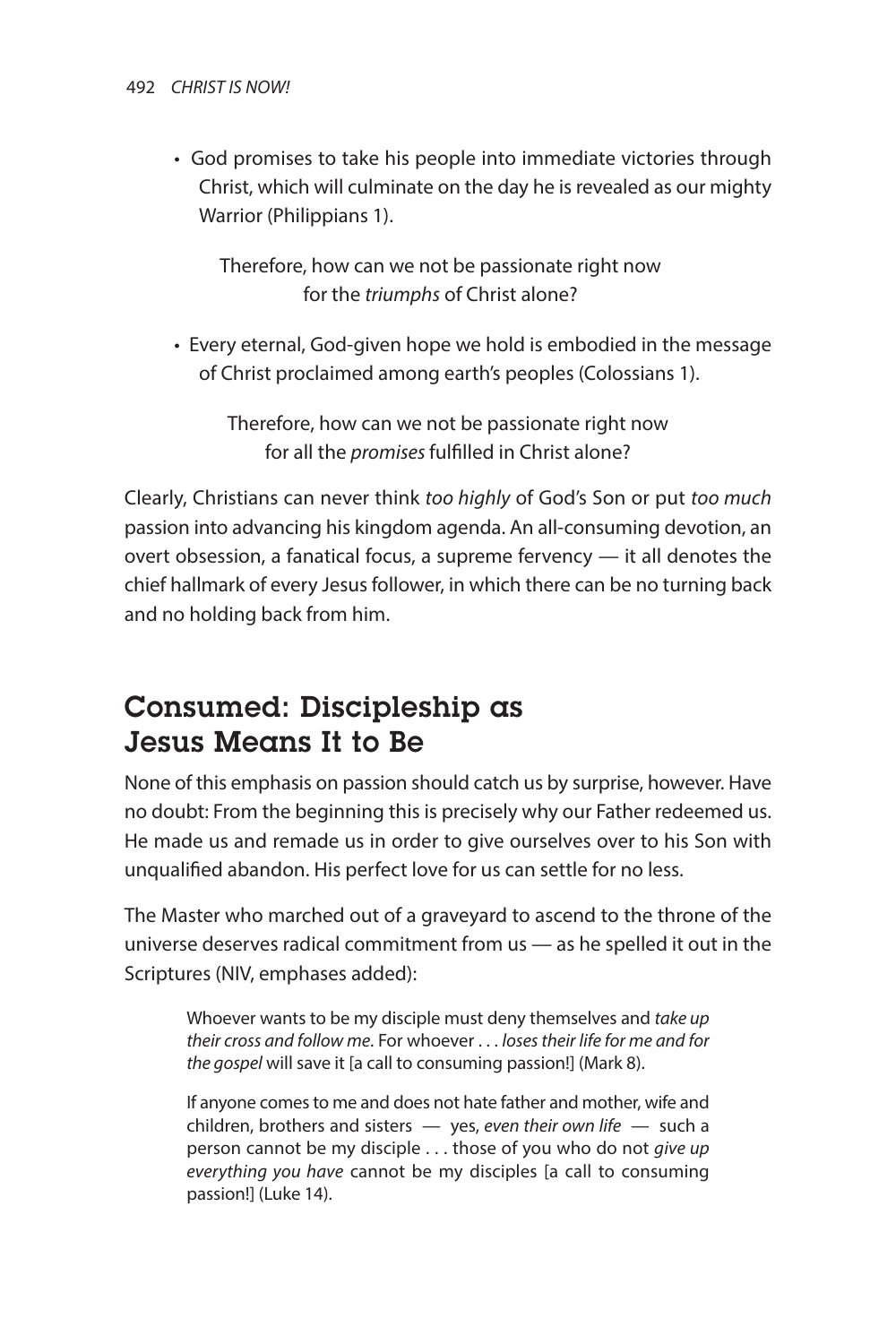- God promises to take his people into immediate victories through Christ, which will culminate on the day he is revealed as our mighty Warrior (Philippians 1).

  Therefore, how can we not be passionate right now for the *triumphs* of Christ alone?

- Every eternal, God-given hope we hold is embodied in the message of Christ proclaimed among earth's peoples (Colossians 1).

  Therefore, how can we not be passionate right now for all the *promises* fulfilled in Christ alone?

Clearly, Christians can never think *too highly* of God's Son or put *too much* passion into advancing his kingdom agenda. An all-consuming devotion, an overt obsession, a fanatical focus, a supreme fervency — it all denotes the chief hallmark of every Jesus follower, in which there can be no turning back and no holding back from him.

## Consumed: Discipleship as Jesus Means It to Be

None of this emphasis on passion should catch us by surprise, however. Have no doubt: From the beginning this is precisely why our Father redeemed us. He made us and remade us in order to give ourselves over to his Son with unqualified abandon. His perfect love for us can settle for no less.

The Master who marched out of a graveyard to ascend to the throne of the universe deserves radical commitment from us — as he spelled it out in the Scriptures (NIV, emphases added):

> Whoever wants to be my disciple must deny themselves and *take up their cross and follow me*. For whoever . . . *loses their life for me and for the gospel* will save it [a call to consuming passion!] (Mark 8).
>
> If anyone comes to me and does not hate father and mother, wife and children, brothers and sisters — yes, *even their own life* — such a person cannot be my disciple . . . those of you who do not *give up everything you have* cannot be my disciples [a call to consuming passion!] (Luke 14).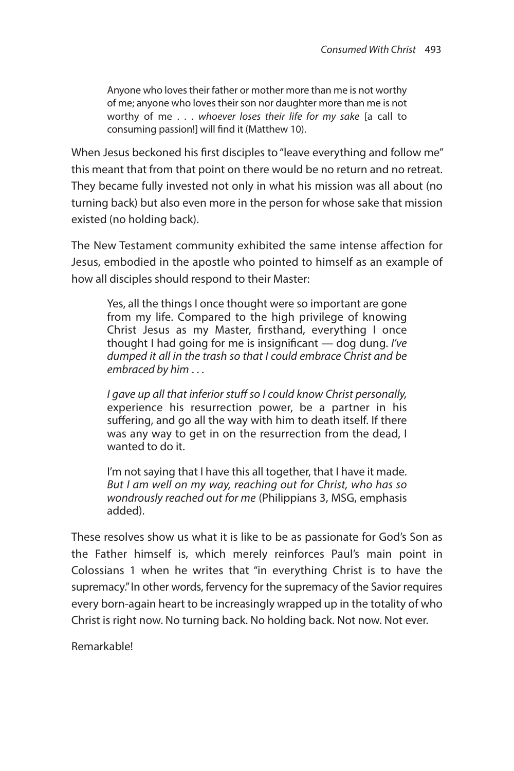> Anyone who loves their father or mother more than me is not worthy of me; anyone who loves their son nor daughter more than me is not worthy of me . . . *whoever loses their life for my sake* [a call to consuming passion!] will find it (Matthew 10).

When Jesus beckoned his first disciples to "leave everything and follow me" this meant that from that point on there would be no return and no retreat. They became fully invested not only in what his mission was all about (no turning back) but also even more in the person for whose sake that mission existed (no holding back).

The New Testament community exhibited the same intense affection for Jesus, embodied in the apostle who pointed to himself as an example of how all disciples should respond to their Master:

> Yes, all the things I once thought were so important are gone from my life. Compared to the high privilege of knowing Christ Jesus as my Master, firsthand, everything I once thought I had going for me is insignificant — dog dung. *I've dumped it all in the trash so that I could embrace Christ and be embraced by him* . . .
>
> *I gave up all that inferior stuff so I could know Christ personally,* experience his resurrection power, be a partner in his suffering, and go all the way with him to death itself. If there was any way to get in on the resurrection from the dead, I wanted to do it.
>
> I'm not saying that I have this all together, that I have it made. *But I am well on my way, reaching out for Christ, who has so wondrously reached out for me* (Philippians 3, MSG, emphasis added).

These resolves show us what it is like to be as passionate for God's Son as the Father himself is, which merely reinforces Paul's main point in Colossians 1 when he writes that "in everything Christ is to have the supremacy." In other words, fervency for the supremacy of the Savior requires every born-again heart to be increasingly wrapped up in the totality of who Christ is right now. No turning back. No holding back. Not now. Not ever.

Remarkable!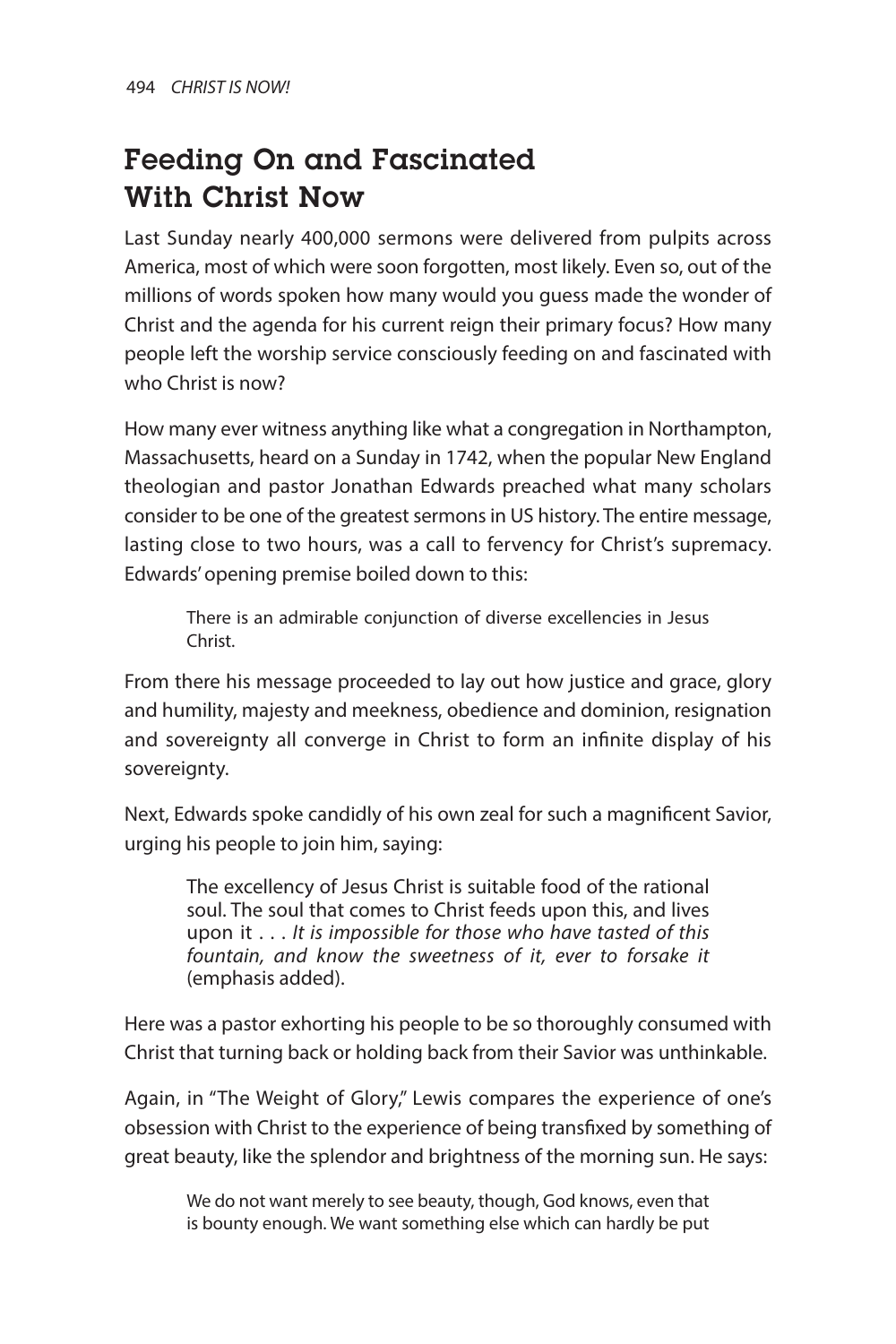## Feeding On and Fascinated With Christ Now

Last Sunday nearly 400,000 sermons were delivered from pulpits across America, most of which were soon forgotten, most likely. Even so, out of the millions of words spoken how many would you guess made the wonder of Christ and the agenda for his current reign their primary focus? How many people left the worship service consciously feeding on and fascinated with who Christ is now?

How many ever witness anything like what a congregation in Northampton, Massachusetts, heard on a Sunday in 1742, when the popular New England theologian and pastor Jonathan Edwards preached what many scholars consider to be one of the greatest sermons in US history. The entire message, lasting close to two hours, was a call to fervency for Christ's supremacy. Edwards' opening premise boiled down to this:

> There is an admirable conjunction of diverse excellencies in Jesus Christ.

From there his message proceeded to lay out how justice and grace, glory and humility, majesty and meekness, obedience and dominion, resignation and sovereignty all converge in Christ to form an infinite display of his sovereignty.

Next, Edwards spoke candidly of his own zeal for such a magnificent Savior, urging his people to join him, saying:

> The excellency of Jesus Christ is suitable food of the rational soul. The soul that comes to Christ feeds upon this, and lives upon it . . . *It is impossible for those who have tasted of this fountain, and know the sweetness of it, ever to forsake it* (emphasis added).

Here was a pastor exhorting his people to be so thoroughly consumed with Christ that turning back or holding back from their Savior was unthinkable.

Again, in "The Weight of Glory," Lewis compares the experience of one's obsession with Christ to the experience of being transfixed by something of great beauty, like the splendor and brightness of the morning sun. He says:

> We do not want merely to see beauty, though, God knows, even that is bounty enough. We want something else which can hardly be put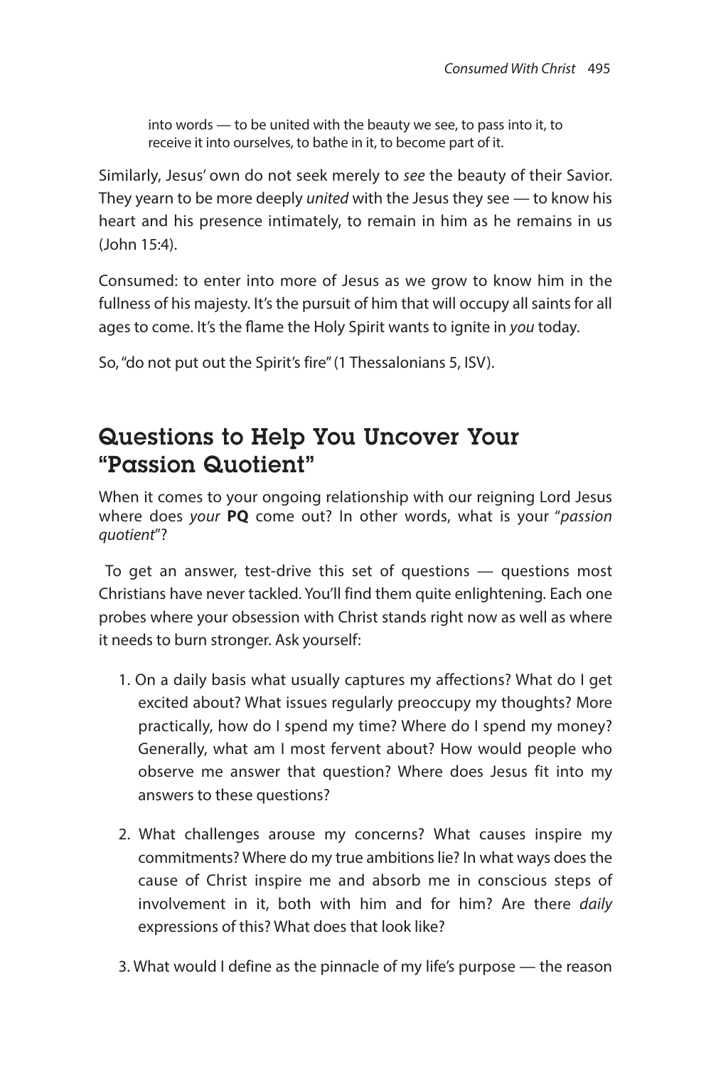> into words — to be united with the beauty we see, to pass into it, to receive it into ourselves, to bathe in it, to become part of it.

Similarly, Jesus' own do not seek merely to *see* the beauty of their Savior. They yearn to be more deeply *united* with the Jesus they see — to know his heart and his presence intimately, to remain in him as he remains in us (John 15:4).

Consumed: to enter into more of Jesus as we grow to know him in the fullness of his majesty. It's the pursuit of him that will occupy all saints for all ages to come. It's the flame the Holy Spirit wants to ignite in *you* today.

So, "do not put out the Spirit's fire" (1 Thessalonians 5, ISV).

## Questions to Help You Uncover Your "Passion Quotient"

When it comes to your ongoing relationship with our reigning Lord Jesus where does *your* **PQ** come out? In other words, what is your "*passion quotient*"?

To get an answer, test-drive this set of questions — questions most Christians have never tackled. You'll find them quite enlightening. Each one probes where your obsession with Christ stands right now as well as where it needs to burn stronger. Ask yourself:

1. On a daily basis what usually captures my affections? What do I get excited about? What issues regularly preoccupy my thoughts? More practically, how do I spend my time? Where do I spend my money? Generally, what am I most fervent about? How would people who observe me answer that question? Where does Jesus fit into my answers to these questions?

2. What challenges arouse my concerns? What causes inspire my commitments? Where do my true ambitions lie? In what ways does the cause of Christ inspire me and absorb me in conscious steps of involvement in it, both with him and for him? Are there *daily* expressions of this? What does that look like?

3. What would I define as the pinnacle of my life's purpose — the reason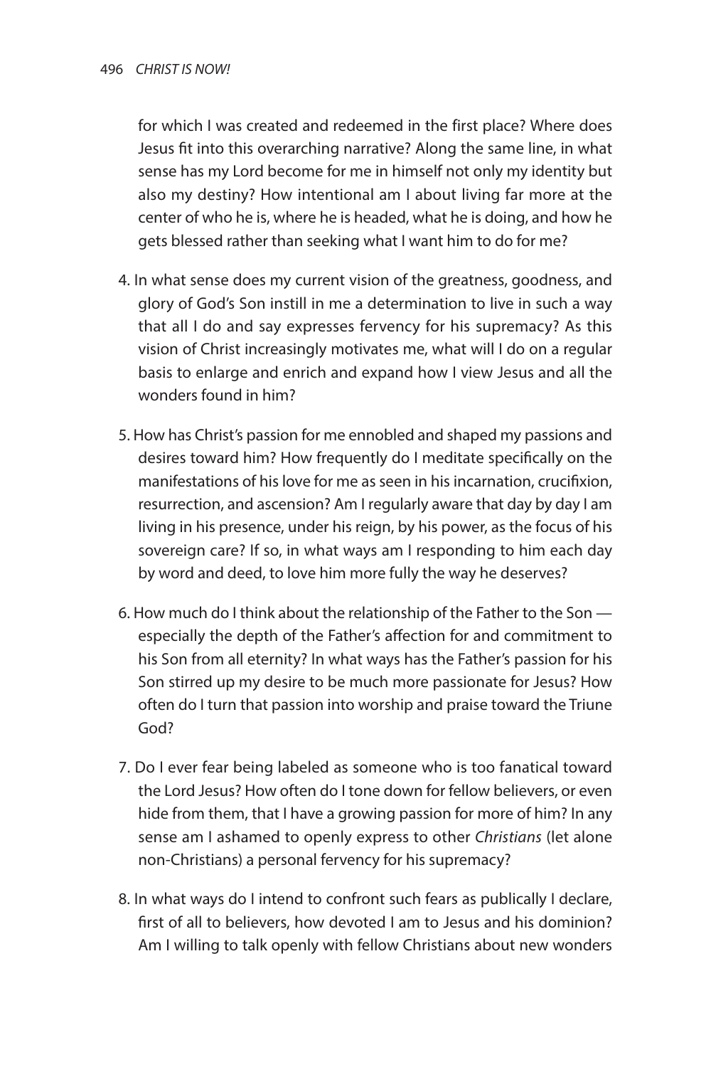for which I was created and redeemed in the first place? Where does Jesus fit into this overarching narrative? Along the same line, in what sense has my Lord become for me in himself not only my identity but also my destiny? How intentional am I about living far more at the center of who he is, where he is headed, what he is doing, and how he gets blessed rather than seeking what I want him to do for me?

4. In what sense does my current vision of the greatness, goodness, and glory of God's Son instill in me a determination to live in such a way that all I do and say expresses fervency for his supremacy? As this vision of Christ increasingly motivates me, what will I do on a regular basis to enlarge and enrich and expand how I view Jesus and all the wonders found in him?

5. How has Christ's passion for me ennobled and shaped my passions and desires toward him? How frequently do I meditate specifically on the manifestations of his love for me as seen in his incarnation, crucifixion, resurrection, and ascension? Am I regularly aware that day by day I am living in his presence, under his reign, by his power, as the focus of his sovereign care? If so, in what ways am I responding to him each day by word and deed, to love him more fully the way he deserves?

6. How much do I think about the relationship of the Father to the Son — especially the depth of the Father's affection for and commitment to his Son from all eternity? In what ways has the Father's passion for his Son stirred up my desire to be much more passionate for Jesus? How often do I turn that passion into worship and praise toward the Triune God?

7. Do I ever fear being labeled as someone who is too fanatical toward the Lord Jesus? How often do I tone down for fellow believers, or even hide from them, that I have a growing passion for more of him? In any sense am I ashamed to openly express to other *Christians* (let alone non-Christians) a personal fervency for his supremacy?

8. In what ways do I intend to confront such fears as publically I declare, first of all to believers, how devoted I am to Jesus and his dominion? Am I willing to talk openly with fellow Christians about new wonders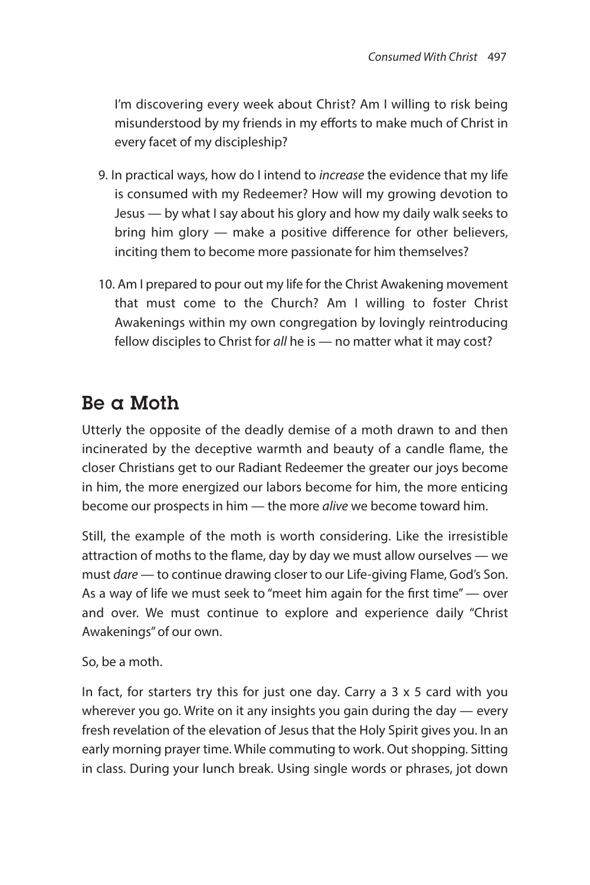I'm discovering every week about Christ? Am I willing to risk being misunderstood by my friends in my efforts to make much of Christ in every facet of my discipleship?

9. In practical ways, how do I intend to *increase* the evidence that my life is consumed with my Redeemer? How will my growing devotion to Jesus — by what I say about his glory and how my daily walk seeks to bring him glory — make a positive difference for other believers, inciting them to become more passionate for him themselves?

10. Am I prepared to pour out my life for the Christ Awakening movement that must come to the Church? Am I willing to foster Christ Awakenings within my own congregation by lovingly reintroducing fellow disciples to Christ for *all* he is — no matter what it may cost?

## Be a Moth

Utterly the opposite of the deadly demise of a moth drawn to and then incinerated by the deceptive warmth and beauty of a candle flame, the closer Christians get to our Radiant Redeemer the greater our joys become in him, the more energized our labors become for him, the more enticing become our prospects in him — the more *alive* we become toward him.

Still, the example of the moth is worth considering. Like the irresistible attraction of moths to the flame, day by day we must allow ourselves — we must *dare* — to continue drawing closer to our Life-giving Flame, God's Son. As a way of life we must seek to "meet him again for the first time" — over and over. We must continue to explore and experience daily "Christ Awakenings" of our own.

So, be a moth.

In fact, for starters try this for just one day. Carry a 3 x 5 card with you wherever you go. Write on it any insights you gain during the day — every fresh revelation of the elevation of Jesus that the Holy Spirit gives you. In an early morning prayer time. While commuting to work. Out shopping. Sitting in class. During your lunch break. Using single words or phrases, jot down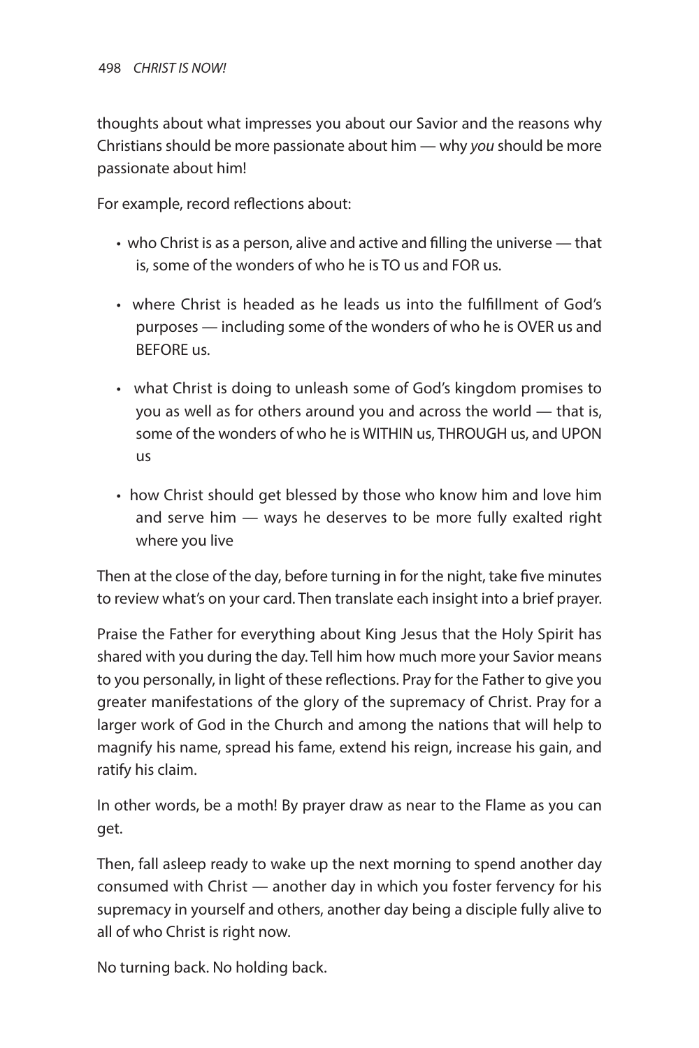thoughts about what impresses you about our Savior and the reasons why Christians should be more passionate about him — why *you* should be more passionate about him!

For example, record reflections about:

- who Christ is as a person, alive and active and filling the universe — that is, some of the wonders of who he is TO us and FOR us.
- where Christ is headed as he leads us into the fulfillment of God's purposes — including some of the wonders of who he is OVER us and BEFORE us.
- what Christ is doing to unleash some of God's kingdom promises to you as well as for others around you and across the world — that is, some of the wonders of who he is WITHIN us, THROUGH us, and UPON us
- how Christ should get blessed by those who know him and love him and serve him — ways he deserves to be more fully exalted right where you live

Then at the close of the day, before turning in for the night, take five minutes to review what's on your card. Then translate each insight into a brief prayer.

Praise the Father for everything about King Jesus that the Holy Spirit has shared with you during the day. Tell him how much more your Savior means to you personally, in light of these reflections. Pray for the Father to give you greater manifestations of the glory of the supremacy of Christ. Pray for a larger work of God in the Church and among the nations that will help to magnify his name, spread his fame, extend his reign, increase his gain, and ratify his claim.

In other words, be a moth! By prayer draw as near to the Flame as you can get.

Then, fall asleep ready to wake up the next morning to spend another day consumed with Christ — another day in which you foster fervency for his supremacy in yourself and others, another day being a disciple fully alive to all of who Christ is right now.

No turning back. No holding back.